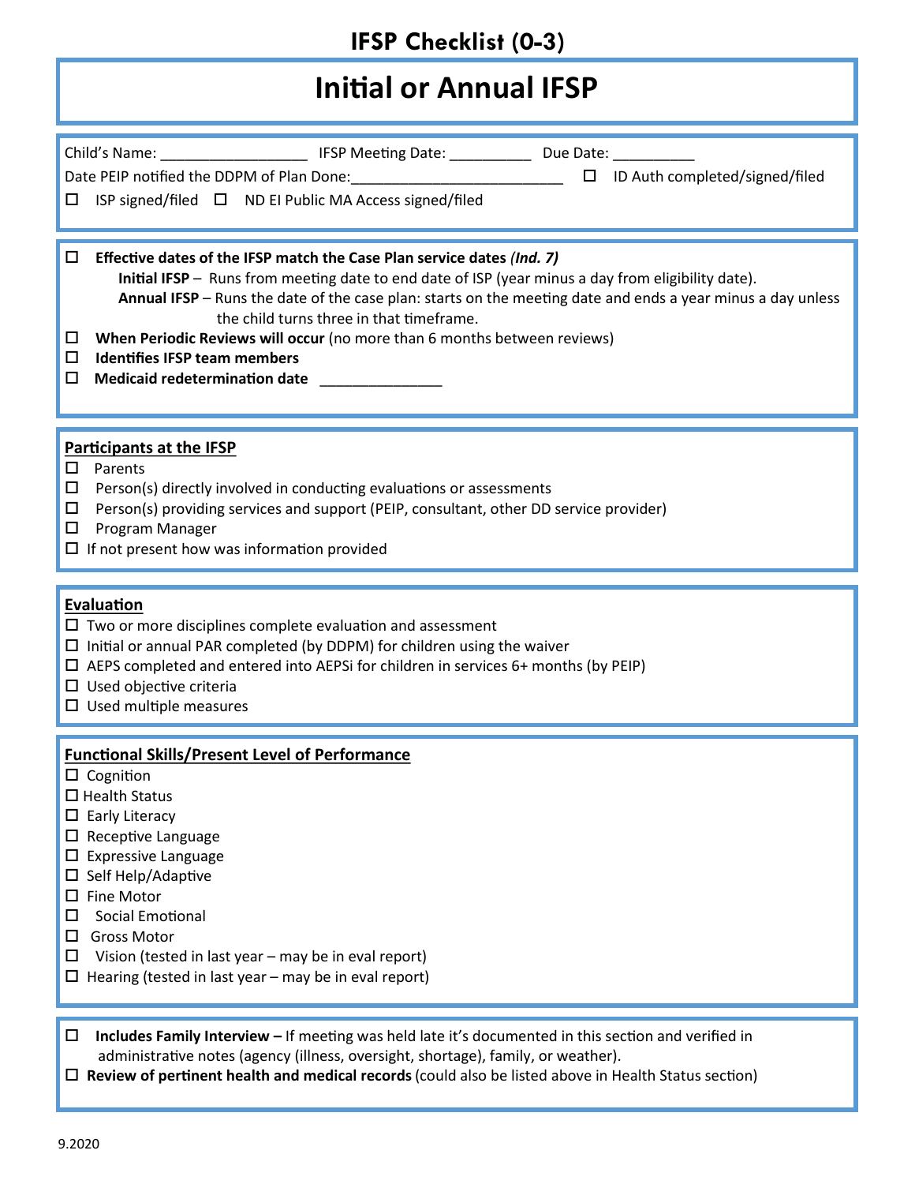# IFSP Checklist (0-3)

## Initial or Annual IFSP

Child's Name: __________________ IFSP Meeting Date: __________ Due Date: __________

Date PEIP notified the DDPM of Plan Done:_________________________ ☐ ID Auth completed/signed/filed

☐ ISP signed/filed ☐ ND EI Public MA Access signed/filed

---

- ☐ **Effective dates of the IFSP match the Case Plan service dates** ***(Ind. 7)***
  - **Initial IFSP** – Runs from meeting date to end date of ISP (year minus a day from eligibility date).
  - **Annual IFSP** – Runs the date of the case plan: starts on the meeting date and ends a year minus a day unless the child turns three in that timeframe.
- ☐ **When Periodic Reviews will occur** (no more than 6 months between reviews)
- ☐ **Identifies IFSP team members**
- ☐ **Medicaid redetermination date** _______________

---

**Participants at the IFSP**

- ☐ Parents
- ☐ Person(s) directly involved in conducting evaluations or assessments
- ☐ Person(s) providing services and support (PEIP, consultant, other DD service provider)
- ☐ Program Manager
- ☐ If not present how was information provided

---

**Evaluation**

- ☐ Two or more disciplines complete evaluation and assessment
- ☐ Initial or annual PAR completed (by DDPM) for children using the waiver
- ☐ AEPS completed and entered into AEPSi for children in services 6+ months (by PEIP)
- ☐ Used objective criteria
- ☐ Used multiple measures

---

**Functional Skills/Present Level of Performance**

- ☐ Cognition
- ☐ Health Status
- ☐ Early Literacy
- ☐ Receptive Language
- ☐ Expressive Language
- ☐ Self Help/Adaptive
- ☐ Fine Motor
- ☐ Social Emotional
- ☐ Gross Motor
- ☐ Vision (tested in last year – may be in eval report)
- ☐ Hearing (tested in last year – may be in eval report)

---

- ☐ **Includes Family Interview –** If meeting was held late it's documented in this section and verified in administrative notes (agency (illness, oversight, shortage), family, or weather).
- ☐ **Review of pertinent health and medical records** (could also be listed above in Health Status section)

9.2020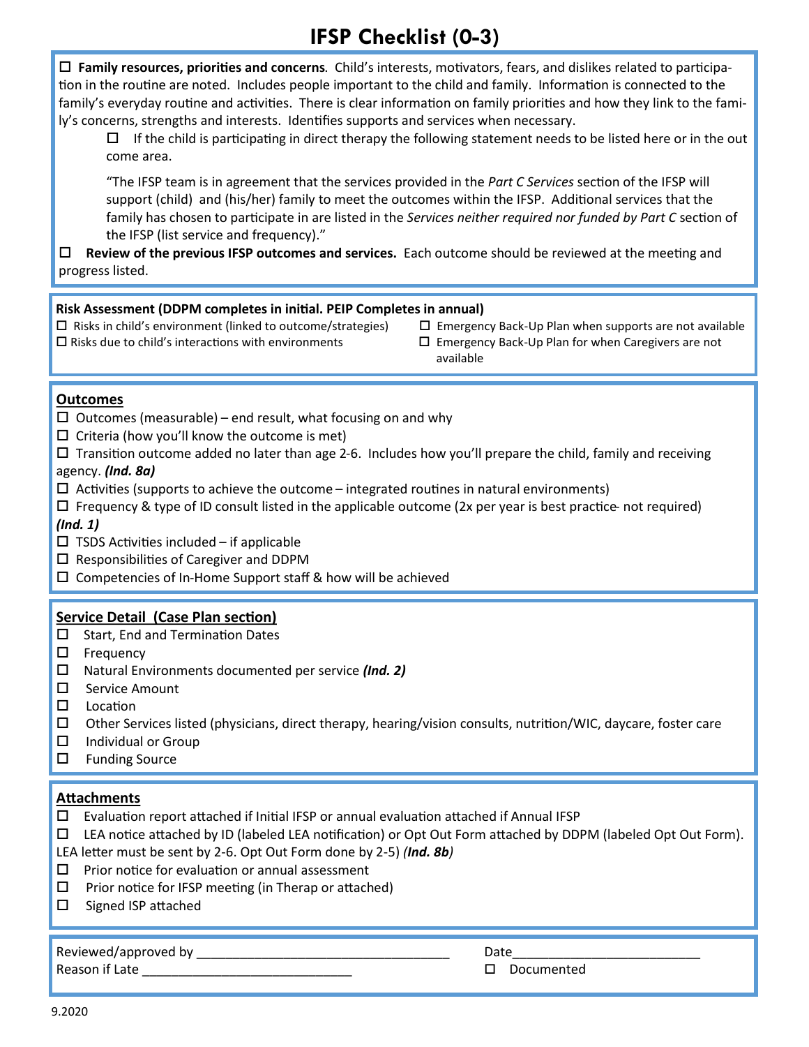# IFSP Checklist (0-3)

- [ ] **Family resources, priorities and concerns***.* Child's interests, motivators, fears, and dislikes related to participation in the routine are noted. Includes people important to the child and family. Information is connected to the family's everyday routine and activities. There is clear information on family priorities and how they link to the family's concerns, strengths and interests. Identifies supports and services when necessary.
  - [ ] If the child is participating in direct therapy the following statement needs to be listed here or in the out come area.

    "The IFSP team is in agreement that the services provided in the *Part C Services* section of the IFSP will support (child) and (his/her) family to meet the outcomes within the IFSP. Additional services that the family has chosen to participate in are listed in the *Services neither required nor funded by Part C* section of the IFSP (list service and frequency)."
- [ ] **Review of the previous IFSP outcomes and services.** Each outcome should be reviewed at the meeting and progress listed.

**Risk Assessment (DDPM completes in initial. PEIP Completes in annual)**

- [ ] Risks in child's environment (linked to outcome/strategies)
- [ ] Risks due to child's interactions with environments
- [ ] Emergency Back-Up Plan when supports are not available
- [ ] Emergency Back-Up Plan for when Caregivers are not available

## Outcomes

- [ ] Outcomes (measurable) – end result, what focusing on and why
- [ ] Criteria (how you'll know the outcome is met)
- [ ] Transition outcome added no later than age 2-6. Includes how you'll prepare the child, family and receiving agency. ***(Ind. 8a)***
- [ ] Activities (supports to achieve the outcome – integrated routines in natural environments)
- [ ] Frequency & type of ID consult listed in the applicable outcome (2x per year is best practice- not required) ***(Ind. 1)***
- [ ] TSDS Activities included – if applicable
- [ ] Responsibilities of Caregiver and DDPM
- [ ] Competencies of In-Home Support staff & how will be achieved

## Service Detail (Case Plan section)

- [ ] Start, End and Termination Dates
- [ ] Frequency
- [ ] Natural Environments documented per service ***(Ind. 2)***
- [ ] Service Amount
- [ ] Location
- [ ] Other Services listed (physicians, direct therapy, hearing/vision consults, nutrition/WIC, daycare, foster care
- [ ] Individual or Group
- [ ] Funding Source

## Attachments

- [ ] Evaluation report attached if Initial IFSP or annual evaluation attached if Annual IFSP
- [ ] LEA notice attached by ID (labeled LEA notification) or Opt Out Form attached by DDPM (labeled Opt Out Form). LEA letter must be sent by 2-6. Opt Out Form done by 2-5) ***(Ind. 8b****)*
- [ ] Prior notice for evaluation or annual assessment
- [ ] Prior notice for IFSP meeting (in Therap or attached)
- [ ] Signed ISP attached

Reviewed/approved by ___________________________________ Date__________________________

Reason if Late _____________________________ 

- [ ] Documented

9.2020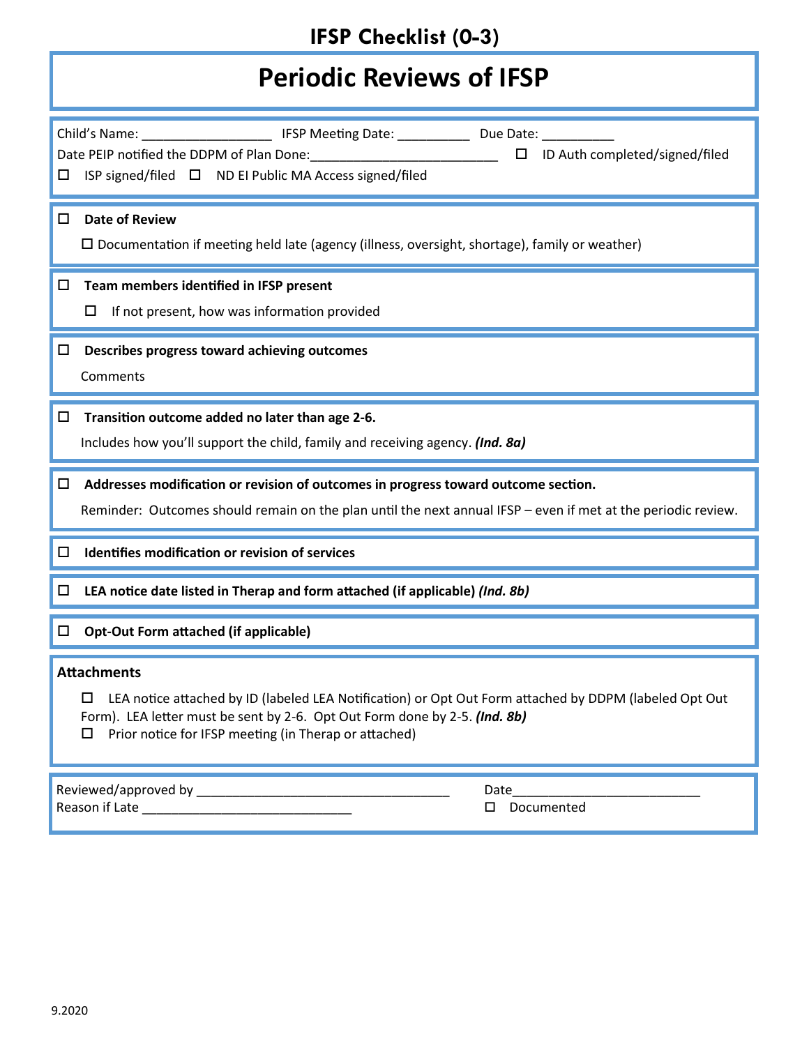# IFSP Checklist (0-3)

## Periodic Reviews of IFSP

Child's Name: _________________ IFSP Meeting Date: __________ Due Date: __________

Date PEIP notified the DDPM of Plan Done:_________________________ ☐ ID Auth completed/signed/filed

☐ ISP signed/filed ☐ ND EI Public MA Access signed/filed

---

☐ **Date of Review**

☐ Documentation if meeting held late (agency (illness, oversight, shortage), family or weather)

---

☐ **Team members identified in IFSP present**

☐ If not present, how was information provided

---

☐ **Describes progress toward achieving outcomes**

Comments

---

☐ **Transition outcome added no later than age 2-6.**

Includes how you'll support the child, family and receiving agency. ***(Ind. 8a)***

---

☐ **Addresses modification or revision of outcomes in progress toward outcome section.**

Reminder: Outcomes should remain on the plan until the next annual IFSP – even if met at the periodic review.

---

☐ **Identifies modification or revision of services**

---

☐ **LEA notice date listed in Therap and form attached (if applicable)** ***(Ind. 8b)***

---

☐ **Opt-Out Form attached (if applicable)**

---

**Attachments**

☐ LEA notice attached by ID (labeled LEA Notification) or Opt Out Form attached by DDPM (labeled Opt Out Form). LEA letter must be sent by 2-6. Opt Out Form done by 2-5. ***(Ind. 8b)***

☐ Prior notice for IFSP meeting (in Therap or attached)

---

Reviewed/approved by ___________________________________ Date__________________________

Reason if Late _____________________________ ☐ Documented

9.2020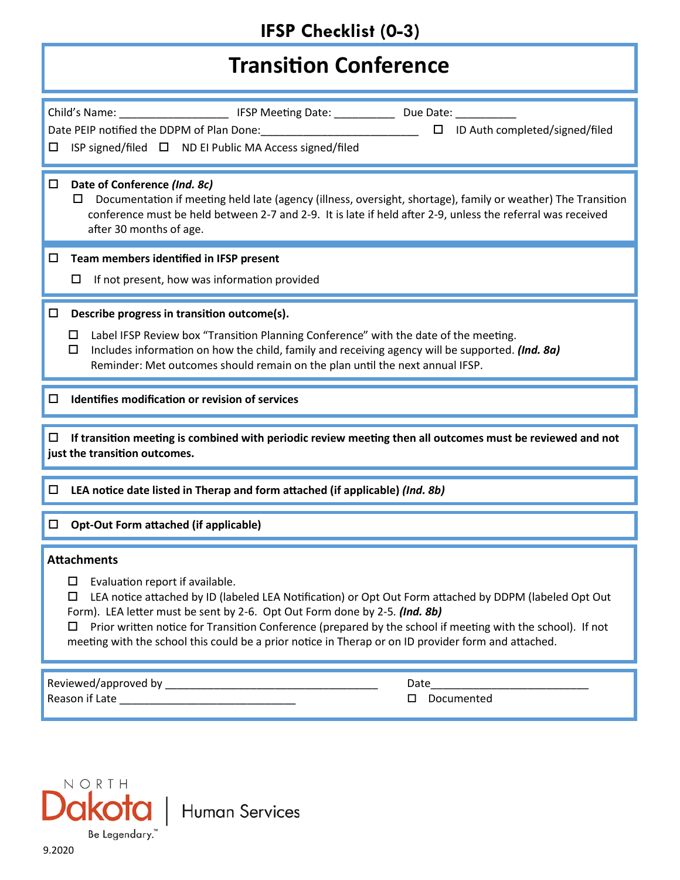# IFSP Checklist (0-3)

## Transition Conference

Child's Name: __________________ IFSP Meeting Date: __________ Due Date: __________

Date PEIP notified the DDPM of Plan Done:__________________________ ☐ ID Auth completed/signed/filed

☐ ISP signed/filed ☐ ND EI Public MA Access signed/filed

---

☐ **Date of Conference** ***(Ind. 8c)***

- ☐ Documentation if meeting held late (agency (illness, oversight, shortage), family or weather) The Transition conference must be held between 2-7 and 2-9. It is late if held after 2-9, unless the referral was received after 30 months of age.

---

☐ **Team members identified in IFSP present**

- ☐ If not present, how was information provided

---

☐ **Describe progress in transition outcome(s).**

- ☐ Label IFSP Review box "Transition Planning Conference" with the date of the meeting.
- ☐ Includes information on how the child, family and receiving agency will be supported. ***(Ind. 8a)***
  Reminder: Met outcomes should remain on the plan until the next annual IFSP.

---

☐ **Identifies modification or revision of services**

---

☐ **If transition meeting is combined with periodic review meeting then all outcomes must be reviewed and not just the transition outcomes.**

---

☐ **LEA notice date listed in Therap and form attached (if applicable)** ***(Ind. 8b)***

---

☐ **Opt-Out Form attached (if applicable)**

---

**Attachments**

- ☐ Evaluation report if available.
- ☐ LEA notice attached by ID (labeled LEA Notification) or Opt Out Form attached by DDPM (labeled Opt Out Form). LEA letter must be sent by 2-6. Opt Out Form done by 2-5. ***(Ind. 8b)***
- ☐ Prior written notice for Transition Conference (prepared by the school if meeting with the school). If not meeting with the school this could be a prior notice in Therap or on ID provider form and attached.

---

Reviewed/approved by ____________________________________ Date__________________________

Reason if Late ______________________________ ☐ Documented

NORTH Dakota | Human Services
Be Legendary.™

9.2020